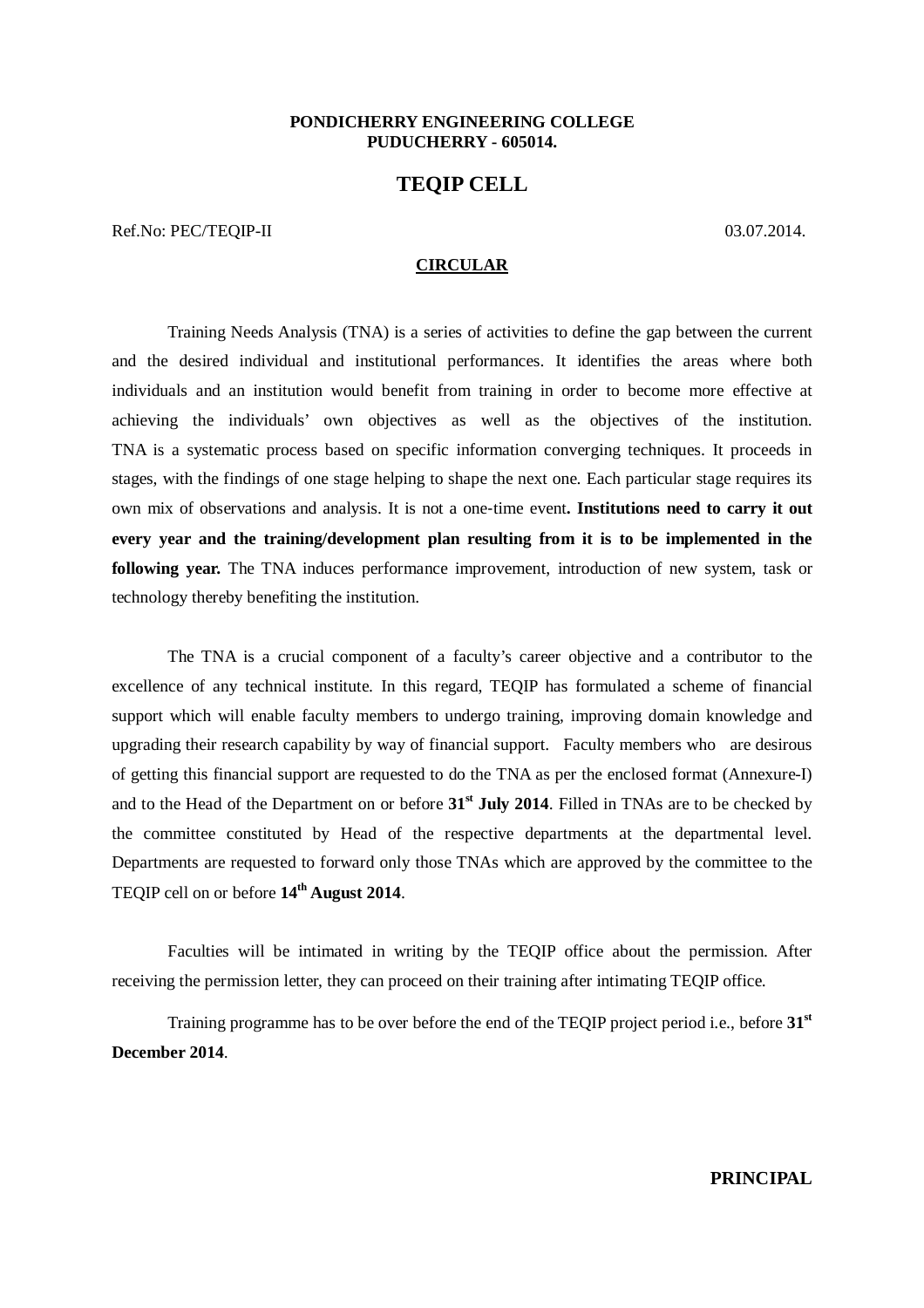**PONDICHERRY ENGINEERING COLLEGE**
**PUDUCHERRY - 605014.**

# TEQIP CELL

Ref.No: PEC/TEQIP-II 03.07.2014.

**CIRCULAR**

Training Needs Analysis (TNA) is a series of activities to define the gap between the current and the desired individual and institutional performances. It identifies the areas where both individuals and an institution would benefit from training in order to become more effective at achieving the individuals' own objectives as well as the objectives of the institution. TNA is a systematic process based on specific information converging techniques. It proceeds in stages, with the findings of one stage helping to shape the next one. Each particular stage requires its own mix of observations and analysis. It is not a one-time event**. Institutions need to carry it out every year and the training/development plan resulting from it is to be implemented in the following year.** The TNA induces performance improvement, introduction of new system, task or technology thereby benefiting the institution.

The TNA is a crucial component of a faculty's career objective and a contributor to the excellence of any technical institute. In this regard, TEQIP has formulated a scheme of financial support which will enable faculty members to undergo training, improving domain knowledge and upgrading their research capability by way of financial support. Faculty members who are desirous of getting this financial support are requested to do the TNA as per the enclosed format (Annexure-I) and to the Head of the Department on or before **31st July 2014**. Filled in TNAs are to be checked by the committee constituted by Head of the respective departments at the departmental level. Departments are requested to forward only those TNAs which are approved by the committee to the TEQIP cell on or before **14th August 2014**.

Faculties will be intimated in writing by the TEQIP office about the permission. After receiving the permission letter, they can proceed on their training after intimating TEQIP office.

Training programme has to be over before the end of the TEQIP project period i.e., before **31st December 2014**.

**PRINCIPAL**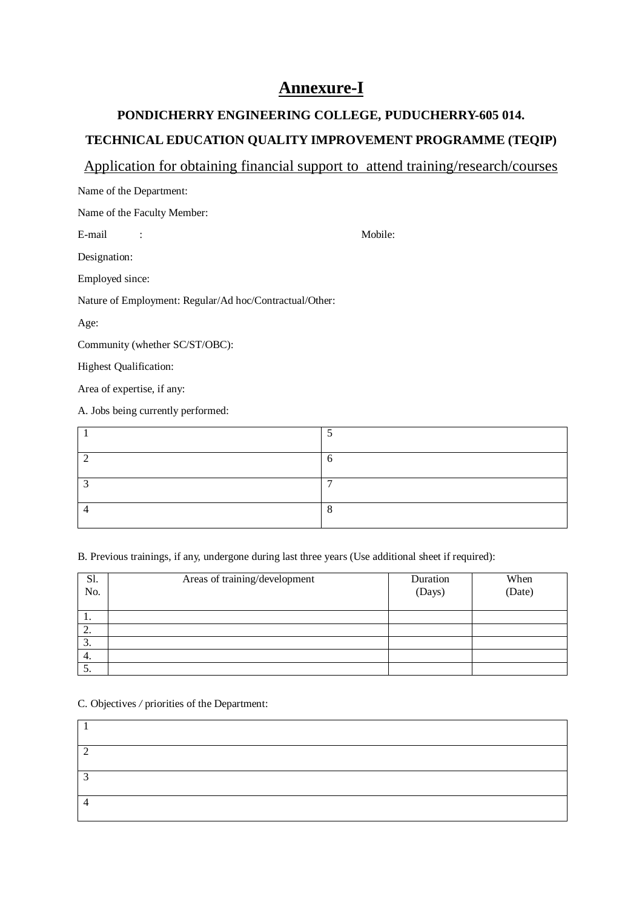# Annexure-I

**PONDICHERRY ENGINEERING COLLEGE, PUDUCHERRY-605 014.**

**TECHNICAL EDUCATION QUALITY IMPROVEMENT PROGRAMME (TEQIP)**

## Application for obtaining financial support to attend training/research/courses

Name of the Department:

Name of the Faculty Member:

E-mail : Mobile:

Designation:

Employed since:

Nature of Employment: Regular/Ad hoc/Contractual/Other:

Age:

Community (whether SC/ST/OBC):

Highest Qualification:

Area of expertise, if any:

A. Jobs being currently performed:

| | |
|---|---|
| 1 | 5 |
| 2 | 6 |
| 3 | 7 |
| 4 | 8 |

B. Previous trainings, if any, undergone during last three years (Use additional sheet if required):

| Sl. No. | Areas of training/development | Duration (Days) | When (Date) |
|---|---|---|---|
| 1. | | | |
| 2. | | | |
| 3. | | | |
| 4. | | | |
| 5. | | | |

C. Objectives / priorities of the Department:

| |
|---|
| 1 |
| 2 |
| 3 |
| 4 |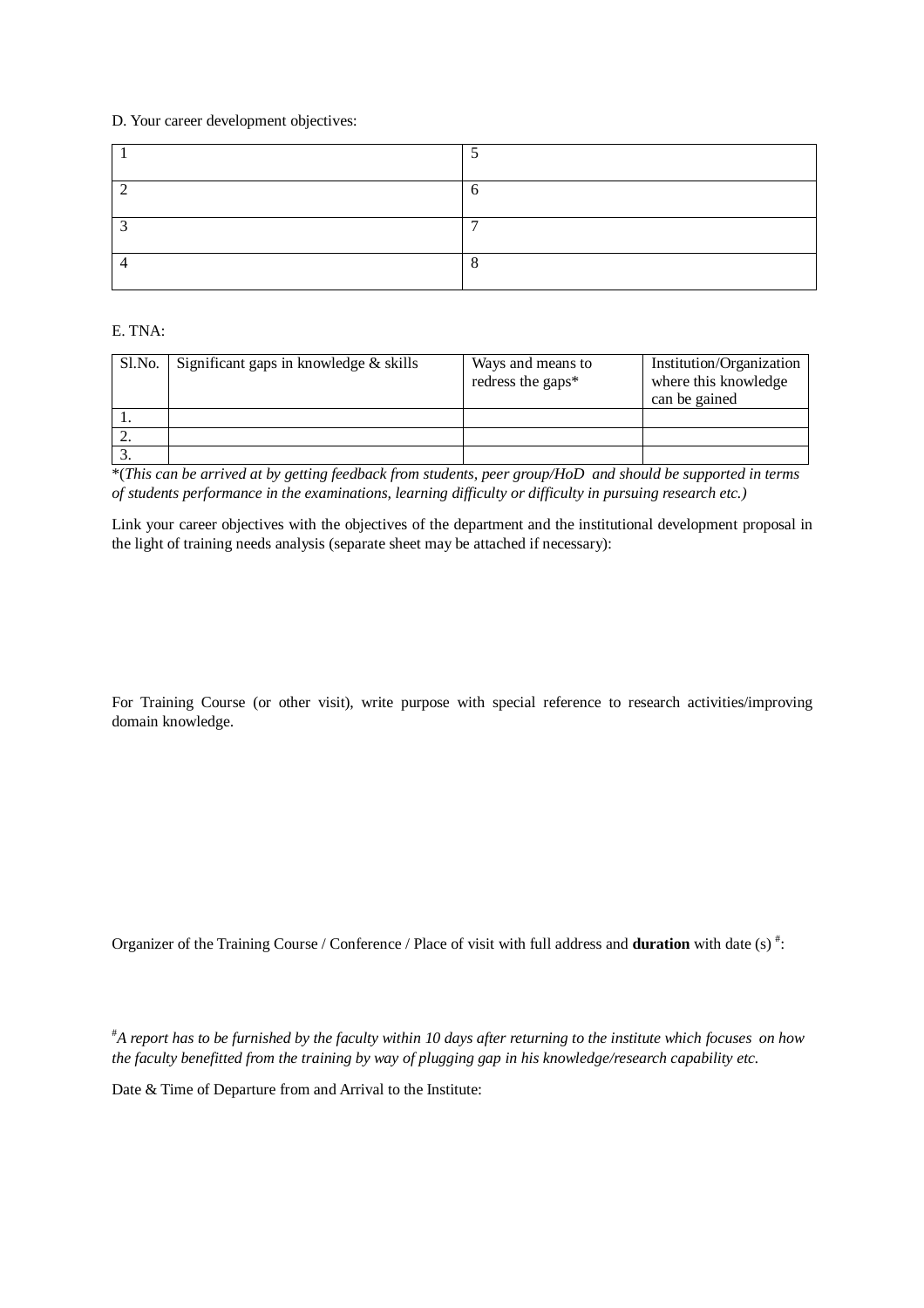D. Your career development objectives:

| 1 | 5 |
|---|---|
| 2 | 6 |
| 3 | 7 |
| 4 | 8 |

E. TNA:

| Sl.No. | Significant gaps in knowledge & skills | Ways and means to redress the gaps* | Institution/Organization where this knowledge can be gained |
|---|---|---|---|
| 1. | | | |
| 2. | | | |
| 3. | | | |

*(*This can be arrived at by getting feedback from students, peer group/HoD and should be supported in terms of students performance in the examinations, learning difficulty or difficulty in pursuing research etc.)*

Link your career objectives with the objectives of the department and the institutional development proposal in the light of training needs analysis (separate sheet may be attached if necessary):

For Training Course (or other visit), write purpose with special reference to research activities/improving domain knowledge.

Organizer of the Training Course / Conference / Place of visit with full address and **duration** with date (s) [#]:

[#]*A report has to be furnished by the faculty within 10 days after returning to the institute which focuses on how the faculty benefitted from the training by way of plugging gap in his knowledge/research capability etc.*

Date & Time of Departure from and Arrival to the Institute: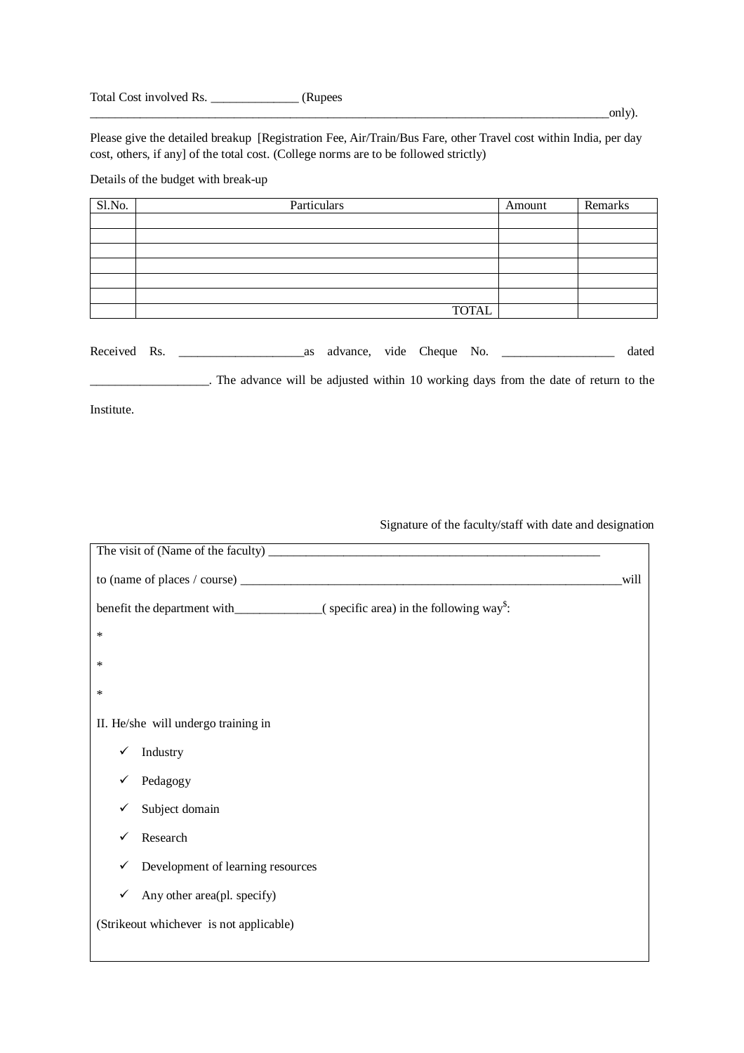Total Cost involved Rs. ______________ (Rupees ______________________________________________________________________________only).

Please give the detailed breakup [Registration Fee, Air/Train/Bus Fare, other Travel cost within India, per day cost, others, if any] of the total cost. (College norms are to be followed strictly)

Details of the budget with break-up

| Sl.No. | Particulars | Amount | Remarks |
|---|---|---|---|
| | | | |
| | | | |
| | | | |
| | | | |
| | | | |
| | | | |
| | TOTAL | | |

Received Rs. ____________________as advance, vide Cheque No. _________________ dated ___________________. The advance will be adjusted within 10 working days from the date of return to the Institute.

Signature of the faculty/staff with date and designation

The visit of (Name of the faculty) _______________________________________________________

to (name of places / course) ________________________________________________________________will

benefit the department with______________( specific area) in the following way[$]:

*

*

*

II. He/she will undergo training in

- ✓ Industry
- ✓ Pedagogy
- ✓ Subject domain
- ✓ Research
- ✓ Development of learning resources
- ✓ Any other area(pl. specify)

(Strikeout whichever is not applicable)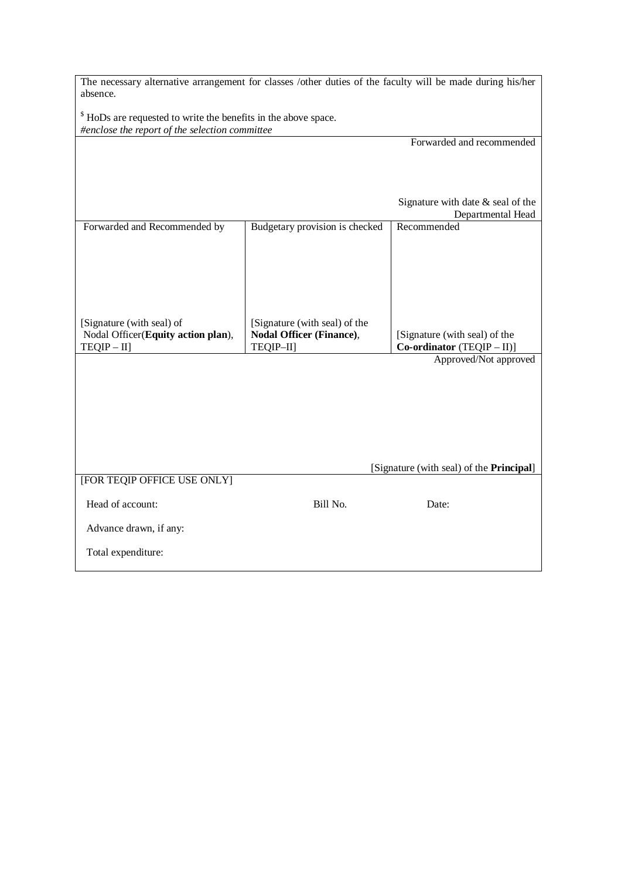The necessary alternative arrangement for classes /other duties of the faculty will be made during his/her absence.

[$] HoDs are requested to write the benefits in the above space.
*#enclose the report of the selection committee*

Forwarded and recommended

Signature with date & seal of the Departmental Head

| Forwarded and Recommended by | Budgetary provision is checked | Recommended |
|---|---|---|
| [Signature (with seal) of Nodal Officer(**Equity action plan**), TEQIP – II] | [Signature (with seal) of the **Nodal Officer (Finance)**, TEQIP–II] | [Signature (with seal) of the **Co-ordinator** (TEQIP – II)] |

Approved/Not approved

[Signature (with seal) of the **Principal**]

[FOR TEQIP OFFICE USE ONLY]

Head of account: Bill No. Date:

Advance drawn, if any:

Total expenditure: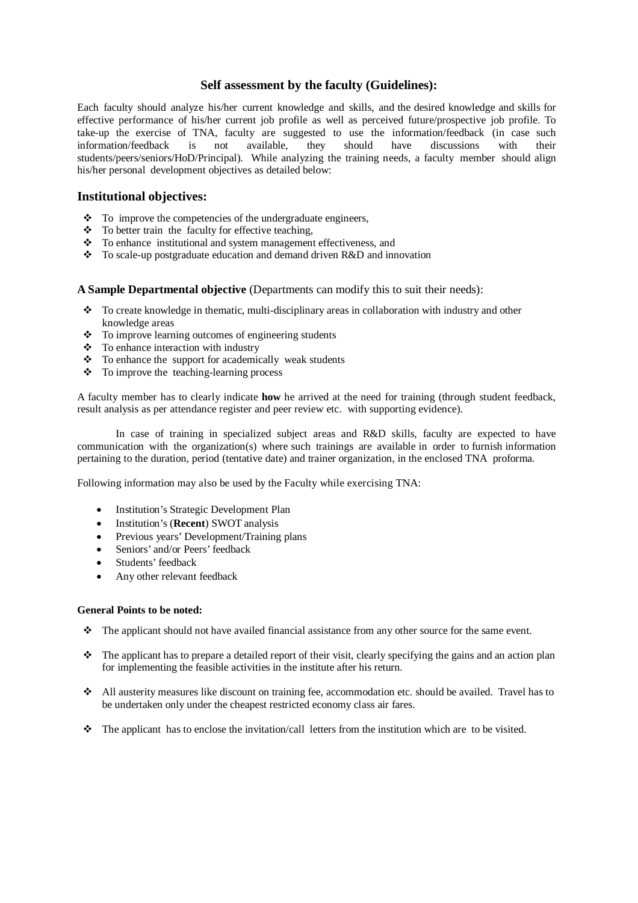## Self assessment by the faculty (Guidelines):

Each faculty should analyze his/her current knowledge and skills, and the desired knowledge and skills for effective performance of his/her current job profile as well as perceived future/prospective job profile. To take-up the exercise of TNA, faculty are suggested to use the information/feedback (in case such information/feedback is not available, they should have discussions with their students/peers/seniors/HoD/Principal). While analyzing the training needs, a faculty member should align his/her personal development objectives as detailed below:

### Institutional objectives:

- To improve the competencies of the undergraduate engineers,
- To better train the faculty for effective teaching,
- To enhance institutional and system management effectiveness, and
- To scale-up postgraduate education and demand driven R&D and innovation

**A Sample Departmental objective** (Departments can modify this to suit their needs):

- To create knowledge in thematic, multi-disciplinary areas in collaboration with industry and other knowledge areas
- To improve learning outcomes of engineering students
- To enhance interaction with industry
- To enhance the support for academically weak students
- To improve the teaching-learning process

A faculty member has to clearly indicate **how** he arrived at the need for training (through student feedback, result analysis as per attendance register and peer review etc. with supporting evidence).

In case of training in specialized subject areas and R&D skills, faculty are expected to have communication with the organization(s) where such trainings are available in order to furnish information pertaining to the duration, period (tentative date) and trainer organization, in the enclosed TNA proforma.

Following information may also be used by the Faculty while exercising TNA:

- Institution's Strategic Development Plan
- Institution's (**Recent**) SWOT analysis
- Previous years' Development/Training plans
- Seniors' and/or Peers' feedback
- Students' feedback
- Any other relevant feedback

**General Points to be noted:**

- The applicant should not have availed financial assistance from any other source for the same event.
- The applicant has to prepare a detailed report of their visit, clearly specifying the gains and an action plan for implementing the feasible activities in the institute after his return.
- All austerity measures like discount on training fee, accommodation etc. should be availed. Travel has to be undertaken only under the cheapest restricted economy class air fares.
- The applicant has to enclose the invitation/call letters from the institution which are to be visited.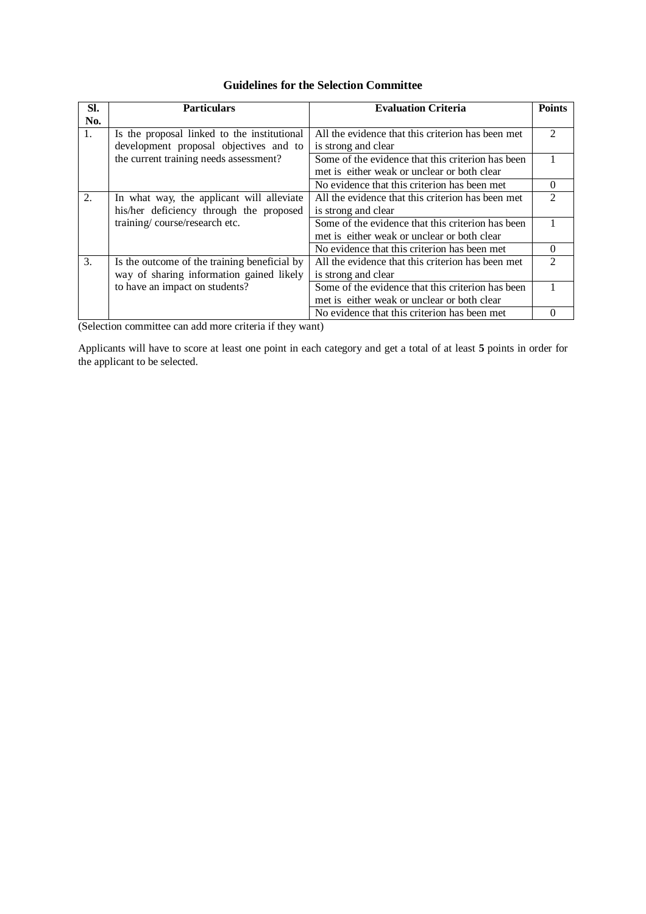## Guidelines for the Selection Committee

| Sl. No. | Particulars | Evaluation Criteria | Points |
|---|---|---|---|
| 1. | Is the proposal linked to the institutional development proposal objectives and to the current training needs assessment? | All the evidence that this criterion has been met is strong and clear | 2 |
| | | Some of the evidence that this criterion has been met is either weak or unclear or both clear | 1 |
| | | No evidence that this criterion has been met | 0 |
| 2. | In what way, the applicant will alleviate his/her deficiency through the proposed training/ course/research etc. | All the evidence that this criterion has been met is strong and clear | 2 |
| | | Some of the evidence that this criterion has been met is either weak or unclear or both clear | 1 |
| | | No evidence that this criterion has been met | 0 |
| 3. | Is the outcome of the training beneficial by way of sharing information gained likely to have an impact on students? | All the evidence that this criterion has been met is strong and clear | 2 |
| | | Some of the evidence that this criterion has been met is either weak or unclear or both clear | 1 |
| | | No evidence that this criterion has been met | 0 |

(Selection committee can add more criteria if they want)

Applicants will have to score at least one point in each category and get a total of at least **5** points in order for the applicant to be selected.